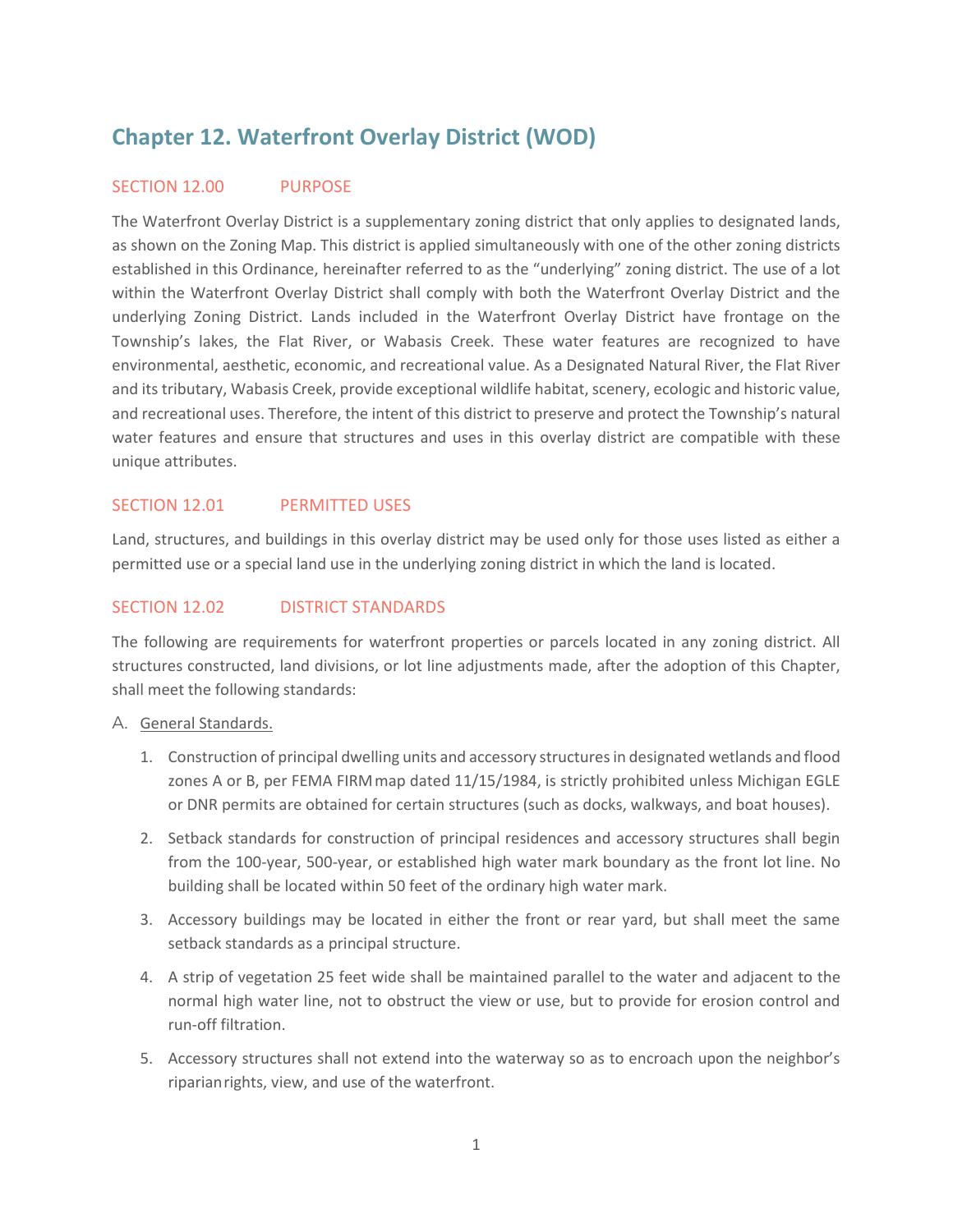# Chapter 12. Waterfront Overlay District (WOD)

## SECTION 12.00 PURPOSE

The Waterfront Overlay District is a supplementary zoning district that only applies to designated lands, as shown on the Zoning Map. This district is applied simultaneously with one of the other zoning districts established in this Ordinance, hereinafter referred to as the "underlying" zoning district. The use of a lot within the Waterfront Overlay District shall comply with both the Waterfront Overlay District and the underlying Zoning District. Lands included in the Waterfront Overlay District have frontage on the Township's lakes, the Flat River, or Wabasis Creek. These water features are recognized to have environmental, aesthetic, economic, and recreational value. As a Designated Natural River, the Flat River and its tributary, Wabasis Creek, provide exceptional wildlife habitat, scenery, ecologic and historic value, and recreational uses. Therefore, the intent of this district to preserve and protect the Township's natural water features and ensure that structures and uses in this overlay district are compatible with these unique attributes.

## SECTION 12.01 PERMITTED USES

Land, structures, and buildings in this overlay district may be used only for those uses listed as either a permitted use or a special land use in the underlying zoning district in which the land is located.

## SECTION 12.02 DISTRICT STANDARDS

The following are requirements for waterfront properties or parcels located in any zoning district. All structures constructed, land divisions, or lot line adjustments made, after the adoption of this Chapter, shall meet the following standards:

A. General Standards.

1. Construction of principal dwelling units and accessory structures in designated wetlands and flood zones A or B, per FEMA FIRM map dated 11/15/1984, is strictly prohibited unless Michigan EGLE or DNR permits are obtained for certain structures (such as docks, walkways, and boat houses).
2. Setback standards for construction of principal residences and accessory structures shall begin from the 100-year, 500-year, or established high water mark boundary as the front lot line. No building shall be located within 50 feet of the ordinary high water mark.
3. Accessory buildings may be located in either the front or rear yard, but shall meet the same setback standards as a principal structure.
4. A strip of vegetation 25 feet wide shall be maintained parallel to the water and adjacent to the normal high water line, not to obstruct the view or use, but to provide for erosion control and run-off filtration.
5. Accessory structures shall not extend into the waterway so as to encroach upon the neighbor's riparian rights, view, and use of the waterfront.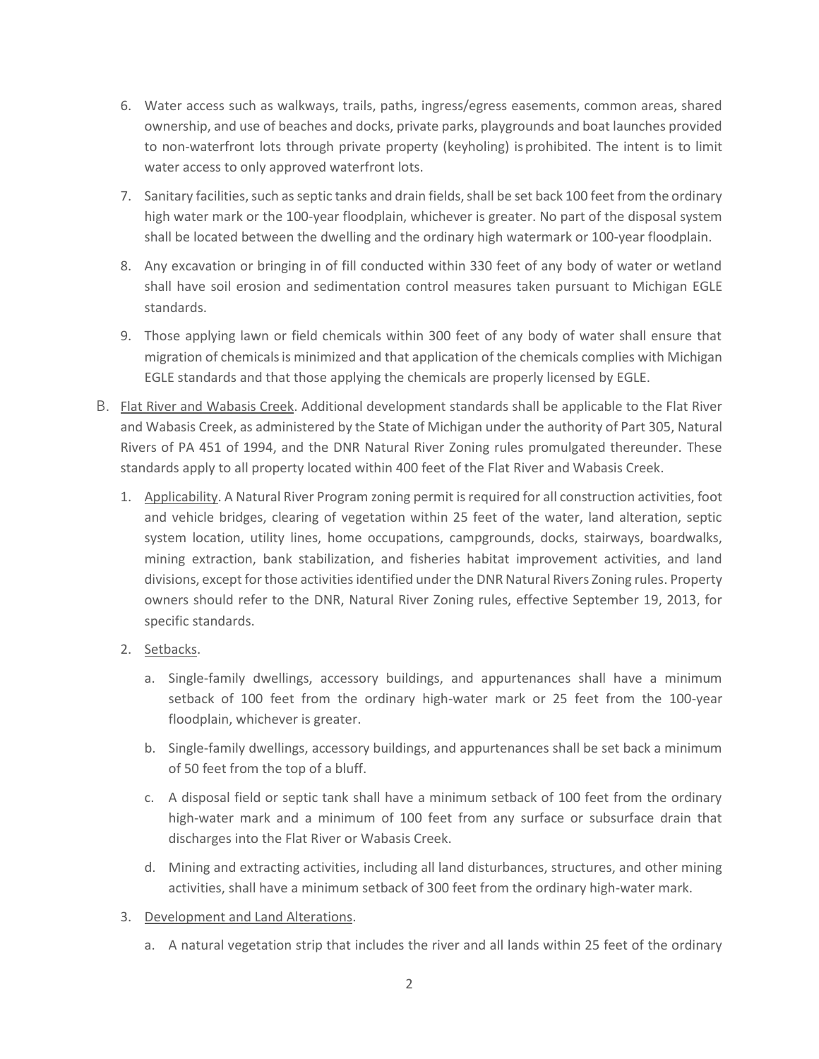6. Water access such as walkways, trails, paths, ingress/egress easements, common areas, shared ownership, and use of beaches and docks, private parks, playgrounds and boat launches provided to non-waterfront lots through private property (keyholing) is prohibited. The intent is to limit water access to only approved waterfront lots.

7. Sanitary facilities, such as septic tanks and drain fields, shall be set back 100 feet from the ordinary high water mark or the 100-year floodplain, whichever is greater. No part of the disposal system shall be located between the dwelling and the ordinary high watermark or 100-year floodplain.

8. Any excavation or bringing in of fill conducted within 330 feet of any body of water or wetland shall have soil erosion and sedimentation control measures taken pursuant to Michigan EGLE standards.

9. Those applying lawn or field chemicals within 300 feet of any body of water shall ensure that migration of chemicals is minimized and that application of the chemicals complies with Michigan EGLE standards and that those applying the chemicals are properly licensed by EGLE.

B. <u>Flat River and Wabasis Creek</u>. Additional development standards shall be applicable to the Flat River and Wabasis Creek, as administered by the State of Michigan under the authority of Part 305, Natural Rivers of PA 451 of 1994, and the DNR Natural River Zoning rules promulgated thereunder. These standards apply to all property located within 400 feet of the Flat River and Wabasis Creek.

   1. <u>Applicability</u>. A Natural River Program zoning permit is required for all construction activities, foot and vehicle bridges, clearing of vegetation within 25 feet of the water, land alteration, septic system location, utility lines, home occupations, campgrounds, docks, stairways, boardwalks, mining extraction, bank stabilization, and fisheries habitat improvement activities, and land divisions, except for those activities identified under the DNR Natural Rivers Zoning rules. Property owners should refer to the DNR, Natural River Zoning rules, effective September 19, 2013, for specific standards.

   2. <u>Setbacks</u>.

      a. Single-family dwellings, accessory buildings, and appurtenances shall have a minimum setback of 100 feet from the ordinary high-water mark or 25 feet from the 100-year floodplain, whichever is greater.

      b. Single-family dwellings, accessory buildings, and appurtenances shall be set back a minimum of 50 feet from the top of a bluff.

      c. A disposal field or septic tank shall have a minimum setback of 100 feet from the ordinary high-water mark and a minimum of 100 feet from any surface or subsurface drain that discharges into the Flat River or Wabasis Creek.

      d. Mining and extracting activities, including all land disturbances, structures, and other mining activities, shall have a minimum setback of 300 feet from the ordinary high-water mark.

   3. <u>Development and Land Alterations</u>.

      a. A natural vegetation strip that includes the river and all lands within 25 feet of the ordinary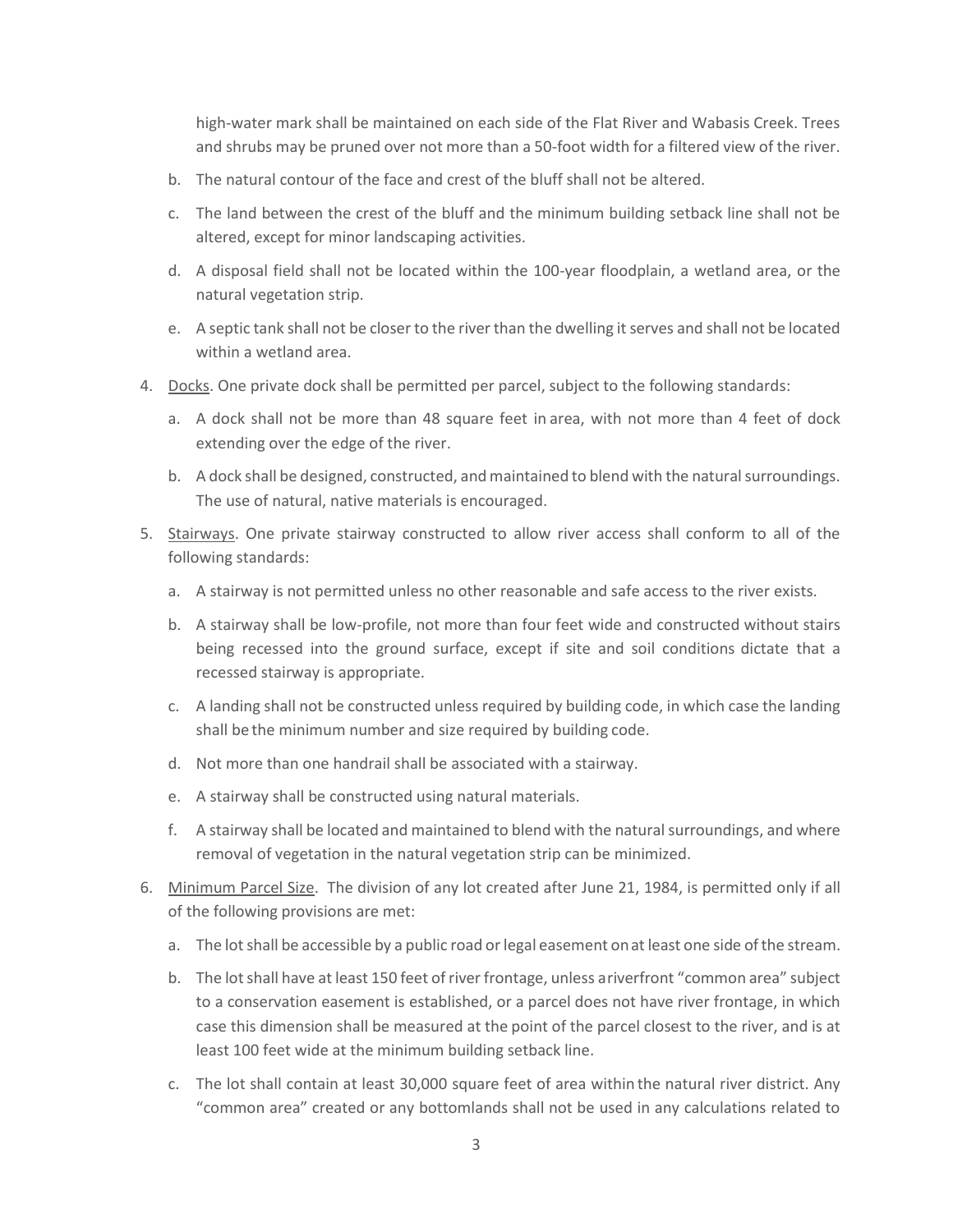high-water mark shall be maintained on each side of the Flat River and Wabasis Creek. Trees and shrubs may be pruned over not more than a 50-foot width for a filtered view of the river.

b. The natural contour of the face and crest of the bluff shall not be altered.

c. The land between the crest of the bluff and the minimum building setback line shall not be altered, except for minor landscaping activities.

d. A disposal field shall not be located within the 100-year floodplain, a wetland area, or the natural vegetation strip.

e. A septic tank shall not be closer to the river than the dwelling it serves and shall not be located within a wetland area.

4. <u>Docks</u>. One private dock shall be permitted per parcel, subject to the following standards:

   a. A dock shall not be more than 48 square feet in area, with not more than 4 feet of dock extending over the edge of the river.

   b. A dock shall be designed, constructed, and maintained to blend with the natural surroundings. The use of natural, native materials is encouraged.

5. <u>Stairways</u>. One private stairway constructed to allow river access shall conform to all of the following standards:

   a. A stairway is not permitted unless no other reasonable and safe access to the river exists.

   b. A stairway shall be low-profile, not more than four feet wide and constructed without stairs being recessed into the ground surface, except if site and soil conditions dictate that a recessed stairway is appropriate.

   c. A landing shall not be constructed unless required by building code, in which case the landing shall be the minimum number and size required by building code.

   d. Not more than one handrail shall be associated with a stairway.

   e. A stairway shall be constructed using natural materials.

   f. A stairway shall be located and maintained to blend with the natural surroundings, and where removal of vegetation in the natural vegetation strip can be minimized.

6. <u>Minimum Parcel Size</u>. The division of any lot created after June 21, 1984, is permitted only if all of the following provisions are met:

   a. The lot shall be accessible by a public road or legal easement on at least one side of the stream.

   b. The lot shall have at least 150 feet of river frontage, unless a riverfront "common area" subject to a conservation easement is established, or a parcel does not have river frontage, in which case this dimension shall be measured at the point of the parcel closest to the river, and is at least 100 feet wide at the minimum building setback line.

   c. The lot shall contain at least 30,000 square feet of area within the natural river district. Any "common area" created or any bottomlands shall not be used in any calculations related to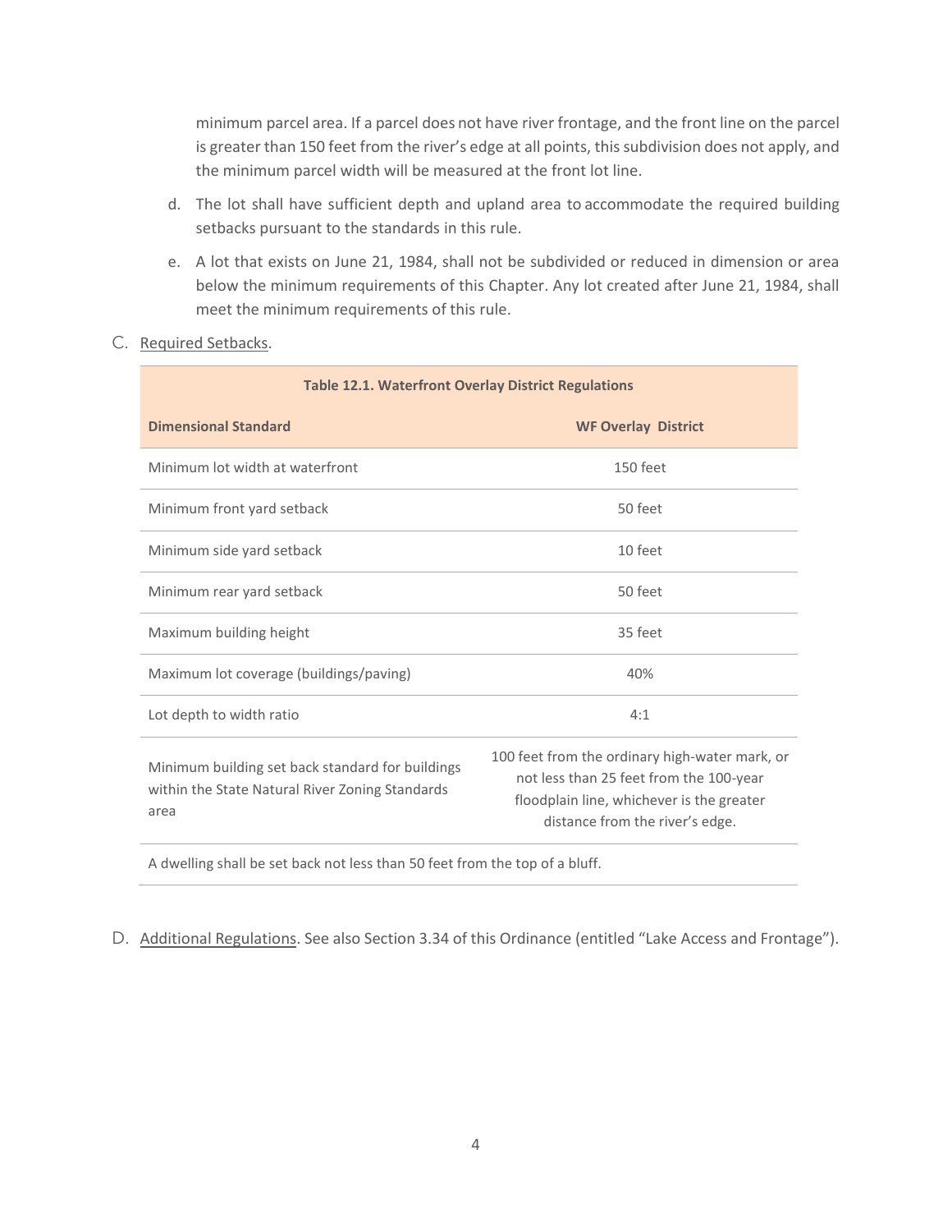minimum parcel area. If a parcel does not have river frontage, and the front line on the parcel is greater than 150 feet from the river's edge at all points, this subdivision does not apply, and the minimum parcel width will be measured at the front lot line.

d. The lot shall have sufficient depth and upland area to accommodate the required building setbacks pursuant to the standards in this rule.

e. A lot that exists on June 21, 1984, shall not be subdivided or reduced in dimension or area below the minimum requirements of this Chapter. Any lot created after June 21, 1984, shall meet the minimum requirements of this rule.

C. Required Setbacks.

**Table 12.1. Waterfront Overlay District Regulations**

| Dimensional Standard | WF Overlay District |
|---|---|
| Minimum lot width at waterfront | 150 feet |
| Minimum front yard setback | 50 feet |
| Minimum side yard setback | 10 feet |
| Minimum rear yard setback | 50 feet |
| Maximum building height | 35 feet |
| Maximum lot coverage (buildings/paving) | 40% |
| Lot depth to width ratio | 4:1 |
| Minimum building set back standard for buildings within the State Natural River Zoning Standards area | 100 feet from the ordinary high-water mark, or not less than 25 feet from the 100-year floodplain line, whichever is the greater distance from the river's edge. |
| A dwelling shall be set back not less than 50 feet from the top of a bluff. | |

D. Additional Regulations. See also Section 3.34 of this Ordinance (entitled "Lake Access and Frontage").